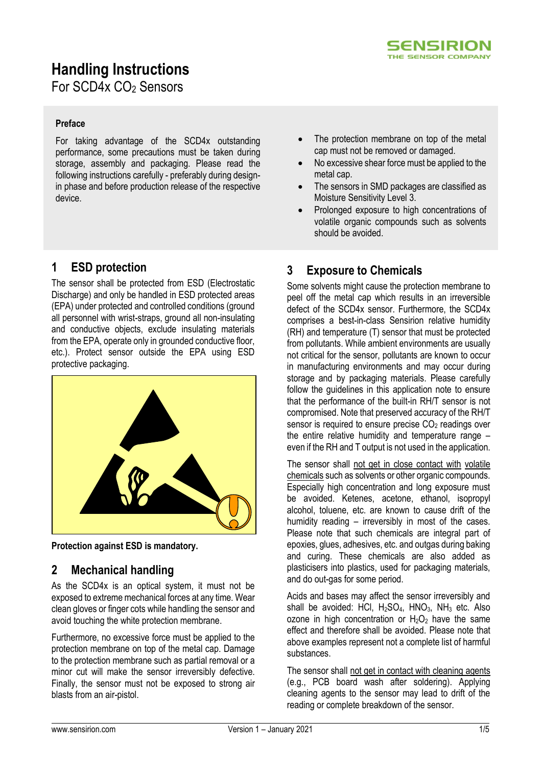# Handling Instructions

For SCD4x $CO_2$ Sensors

**Preface**

For taking advantage of the SCD4x outstanding performance, some precautions must be taken during storage, assembly and packaging. Please read the following instructions carefully - preferably during design-in phase and before production release of the respective device.

- The protection membrane on top of the metal cap must not be removed or damaged.
- No excessive shear force must be applied to the metal cap.
- The sensors in SMD packages are classified as Moisture Sensitivity Level 3.
- Prolonged exposure to high concentrations of volatile organic compounds such as solvents should be avoided.

## 1 ESD protection

The sensor shall be protected from ESD (Electrostatic Discharge) and only be handled in ESD protected areas (EPA) under protected and controlled conditions (ground all personnel with wrist-straps, ground all non-insulating and conductive objects, exclude insulating materials from the EPA, operate only in grounded conductive floor, etc.). Protect sensor outside the EPA using ESD protective packaging.

**Protection against ESD is mandatory.**

## 2 Mechanical handling

As the SCD4x is an optical system, it must not be exposed to extreme mechanical forces at any time. Wear clean gloves or finger cots while handling the sensor and avoid touching the white protection membrane.

Furthermore, no excessive force must be applied to the protection membrane on top of the metal cap. Damage to the protection membrane such as partial removal or a minor cut will make the sensor irreversibly defective. Finally, the sensor must not be exposed to strong air blasts from an air-pistol.

## 3 Exposure to Chemicals

Some solvents might cause the protection membrane to peel off the metal cap which results in an irreversible defect of the SCD4x sensor. Furthermore, the SCD4x comprises a best-in-class Sensirion relative humidity (RH) and temperature (T) sensor that must be protected from pollutants. While ambient environments are usually not critical for the sensor, pollutants are known to occur in manufacturing environments and may occur during storage and by packaging materials. Please carefully follow the guidelines in this application note to ensure that the performance of the built-in RH/T sensor is not compromised. Note that preserved accuracy of the RH/T sensor is required to ensure precise $CO_2$ readings over the entire relative humidity and temperature range – even if the RH and T output is not used in the application.

The sensor shall not get in close contact with volatile chemicals such as solvents or other organic compounds. Especially high concentration and long exposure must be avoided. Ketenes, acetone, ethanol, isopropyl alcohol, toluene, etc. are known to cause drift of the humidity reading – irreversibly in most of the cases. Please note that such chemicals are integral part of epoxies, glues, adhesives, etc. and outgas during baking and curing. These chemicals are also added as plasticisers into plastics, used for packaging materials, and do out-gas for some period.

Acids and bases may affect the sensor irreversibly and shall be avoided: HCl, $H_2SO_4$, $HNO_3$, $NH_3$ etc. Also ozone in high concentration or $H_2O_2$ have the same effect and therefore shall be avoided. Please note that above examples represent not a complete list of harmful substances.

The sensor shall not get in contact with cleaning agents (e.g., PCB board wash after soldering). Applying cleaning agents to the sensor may lead to drift of the reading or complete breakdown of the sensor.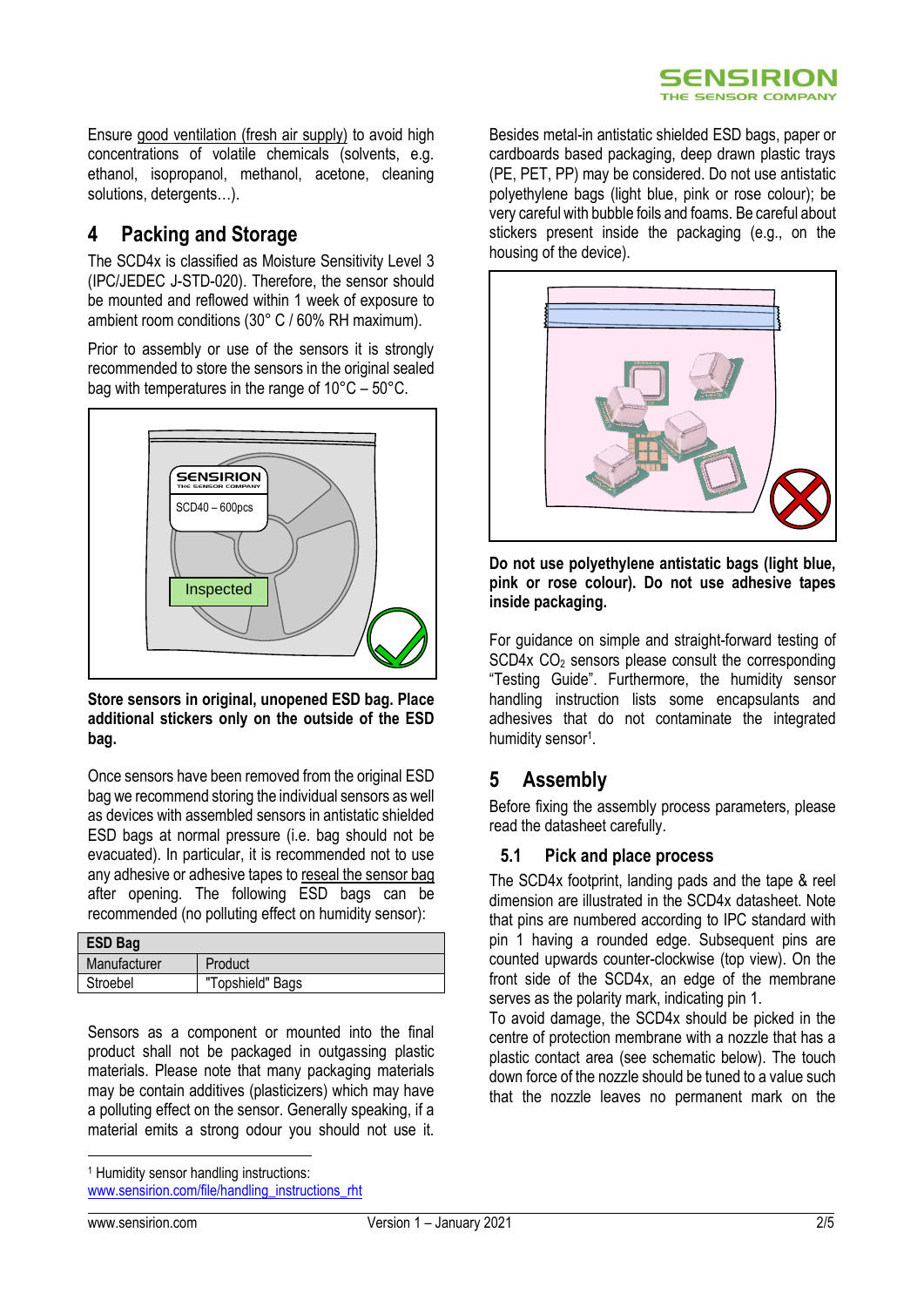Ensure good ventilation (fresh air supply) to avoid high concentrations of volatile chemicals (solvents, e.g. ethanol, isopropanol, methanol, acetone, cleaning solutions, detergents…).

## 4 Packing and Storage

The SCD4x is classified as Moisture Sensitivity Level 3 (IPC/JEDEC J-STD-020). Therefore, the sensor should be mounted and reflowed within 1 week of exposure to ambient room conditions (30° C / 60% RH maximum).

Prior to assembly or use of the sensors it is strongly recommended to store the sensors in the original sealed bag with temperatures in the range of 10°C – 50°C.

**Store sensors in original, unopened ESD bag. Place additional stickers only on the outside of the ESD bag.**

Once sensors have been removed from the original ESD bag we recommend storing the individual sensors as well as devices with assembled sensors in antistatic shielded ESD bags at normal pressure (i.e. bag should not be evacuated). In particular, it is recommended not to use any adhesive or adhesive tapes to reseal the sensor bag after opening. The following ESD bags can be recommended (no polluting effect on humidity sensor):

| ESD Bag | |
|---|---|
| Manufacturer | Product |
| Stroebel | "Topshield" Bags |

Sensors as a component or mounted into the final product shall not be packaged in outgassing plastic materials. Please note that many packaging materials may be contain additives (plasticizers) which may have a polluting effect on the sensor. Generally speaking, if a material emits a strong odour you should not use it.

Besides metal-in antistatic shielded ESD bags, paper or cardboards based packaging, deep drawn plastic trays (PE, PET, PP) may be considered. Do not use antistatic polyethylene bags (light blue, pink or rose colour); be very careful with bubble foils and foams. Be careful about stickers present inside the packaging (e.g., on the housing of the device).

**Do not use polyethylene antistatic bags (light blue, pink or rose colour). Do not use adhesive tapes inside packaging.**

For guidance on simple and straight-forward testing of SCD4x $CO_2$ sensors please consult the corresponding "Testing Guide". Furthermore, the humidity sensor handling instruction lists some encapsulants and adhesives that do not contaminate the integrated humidity sensor[1].

## 5 Assembly

Before fixing the assembly process parameters, please read the datasheet carefully.

### 5.1 Pick and place process

The SCD4x footprint, landing pads and the tape & reel dimension are illustrated in the SCD4x datasheet. Note that pins are numbered according to IPC standard with pin 1 having a rounded edge. Subsequent pins are counted upwards counter-clockwise (top view). On the front side of the SCD4x, an edge of the membrane serves as the polarity mark, indicating pin 1.

To avoid damage, the SCD4x should be picked in the centre of protection membrane with a nozzle that has a plastic contact area (see schematic below). The touch down force of the nozzle should be tuned to a value such that the nozzle leaves no permanent mark on the

[1] Humidity sensor handling instructions: www.sensirion.com/file/handling_instructions_rht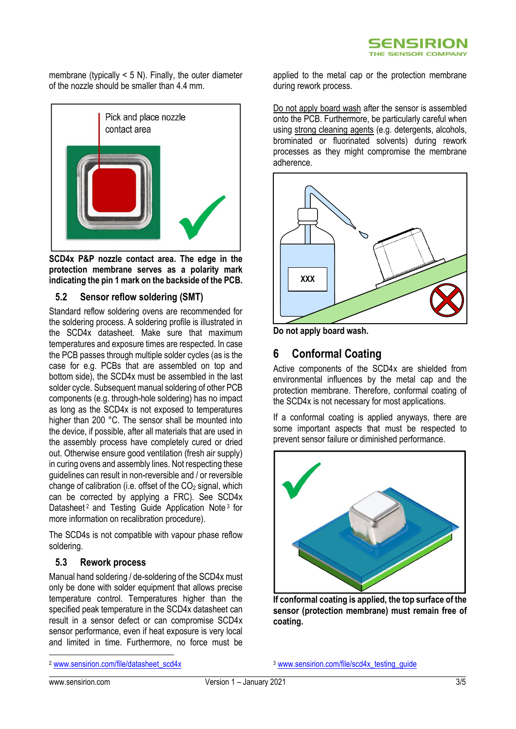membrane (typically < 5 N). Finally, the outer diameter of the nozzle should be smaller than 4.4 mm.

**SCD4x P&P nozzle contact area. The edge in the protection membrane serves as a polarity mark indicating the pin 1 mark on the backside of the PCB.**

### 5.2 Sensor reflow soldering (SMT)

Standard reflow soldering ovens are recommended for the soldering process. A soldering profile is illustrated in the SCD4x datasheet. Make sure that maximum temperatures and exposure times are respected. In case the PCB passes through multiple solder cycles (as is the case for e.g. PCBs that are assembled on top and bottom side), the SCD4x must be assembled in the last solder cycle. Subsequent manual soldering of other PCB components (e.g. through-hole soldering) has no impact as long as the SCD4x is not exposed to temperatures higher than 200 °C. The sensor shall be mounted into the device, if possible, after all materials that are used in the assembly process have completely cured or dried out. Otherwise ensure good ventilation (fresh air supply) in curing ovens and assembly lines. Not respecting these guidelines can result in non-reversible and / or reversible change of calibration (i.e. offset of the $CO_2$ signal, which can be corrected by applying a FRC). See SCD4x Datasheet[2] and Testing Guide Application Note[3] for more information on recalibration procedure).

The SCD4s is not compatible with vapour phase reflow soldering.

### 5.3 Rework process

Manual hand soldering / de-soldering of the SCD4x must only be done with solder equipment that allows precise temperature control. Temperatures higher than the specified peak temperature in the SCD4x datasheet can result in a sensor defect or can compromise SCD4x sensor performance, even if heat exposure is very local and limited in time. Furthermore, no force must be applied to the metal cap or the protection membrane during rework process.

Do not apply board wash after the sensor is assembled onto the PCB. Furthermore, be particularly careful when using strong cleaning agents (e.g. detergents, alcohols, brominated or fluorinated solvents) during rework processes as they might compromise the membrane adherence.

**Do not apply board wash.**

## 6 Conformal Coating

Active components of the SCD4x are shielded from environmental influences by the metal cap and the protection membrane. Therefore, conformal coating of the SCD4x is not necessary for most applications.

If a conformal coating is applied anyways, there are some important aspects that must be respected to prevent sensor failure or diminished performance.

**If conformal coating is applied, the top surface of the sensor (protection membrane) must remain free of coating.**

[2] www.sensirion.com/file/datasheet_scd4x

[3] www.sensirion.com/file/scd4x_testing_guide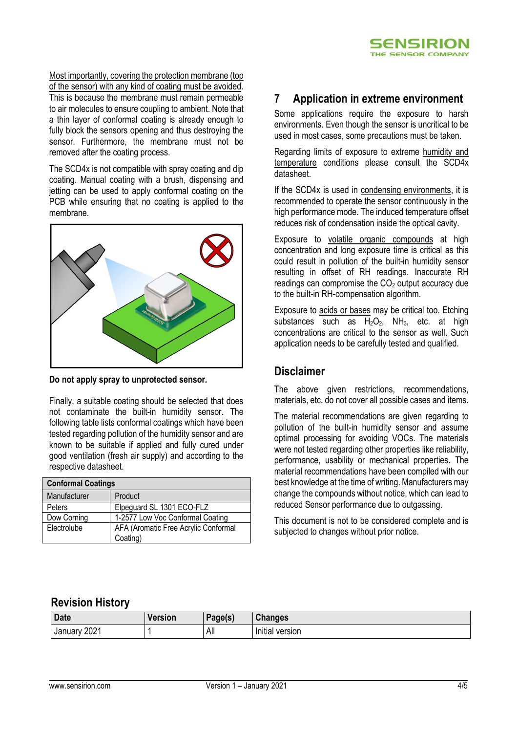Most importantly, covering the protection membrane (top of the sensor) with any kind of coating must be avoided. This is because the membrane must remain permeable to air molecules to ensure coupling to ambient. Note that a thin layer of conformal coating is already enough to fully block the sensors opening and thus destroying the sensor. Furthermore, the membrane must not be removed after the coating process.

The SCD4x is not compatible with spray coating and dip coating. Manual coating with a brush, dispensing and jetting can be used to apply conformal coating on the PCB while ensuring that no coating is applied to the membrane.

**Do not apply spray to unprotected sensor.**

Finally, a suitable coating should be selected that does not contaminate the built-in humidity sensor. The following table lists conformal coatings which have been tested regarding pollution of the humidity sensor and are known to be suitable if applied and fully cured under good ventilation (fresh air supply) and according to the respective datasheet.

| **Conformal Coatings** | |
|---|---|
| Manufacturer | Product |
| Peters | Elpeguard SL 1301 ECO-FLZ |
| Dow Corning | 1-2577 Low Voc Conformal Coating |
| Electrolube | AFA (Aromatic Free Acrylic Conformal Coating) |

## 7 Application in extreme environment

Some applications require the exposure to harsh environments. Even though the sensor is uncritical to be used in most cases, some precautions must be taken.

Regarding limits of exposure to extreme humidity and temperature conditions please consult the SCD4x datasheet.

If the SCD4x is used in condensing environments, it is recommended to operate the sensor continuously in the high performance mode. The induced temperature offset reduces risk of condensation inside the optical cavity.

Exposure to volatile organic compounds at high concentration and long exposure time is critical as this could result in pollution of the built-in humidity sensor resulting in offset of RH readings. Inaccurate RH readings can compromise the $CO_2$ output accuracy due to the built-in RH-compensation algorithm.

Exposure to acids or bases may be critical too. Etching substances such as $H_2O_2$, $NH_3$, etc. at high concentrations are critical to the sensor as well. Such application needs to be carefully tested and qualified.

## Disclaimer

The above given restrictions, recommendations, materials, etc. do not cover all possible cases and items.

The material recommendations are given regarding to pollution of the built-in humidity sensor and assume optimal processing for avoiding VOCs. The materials were not tested regarding other properties like reliability, performance, usability or mechanical properties. The material recommendations have been compiled with our best knowledge at the time of writing. Manufacturers may change the compounds without notice, which can lead to reduced Sensor performance due to outgassing.

This document is not to be considered complete and is subjected to changes without prior notice.

## Revision History

| Date | Version | Page(s) | Changes |
|---|---|---|---|
| January 2021 | 1 | All | Initial version |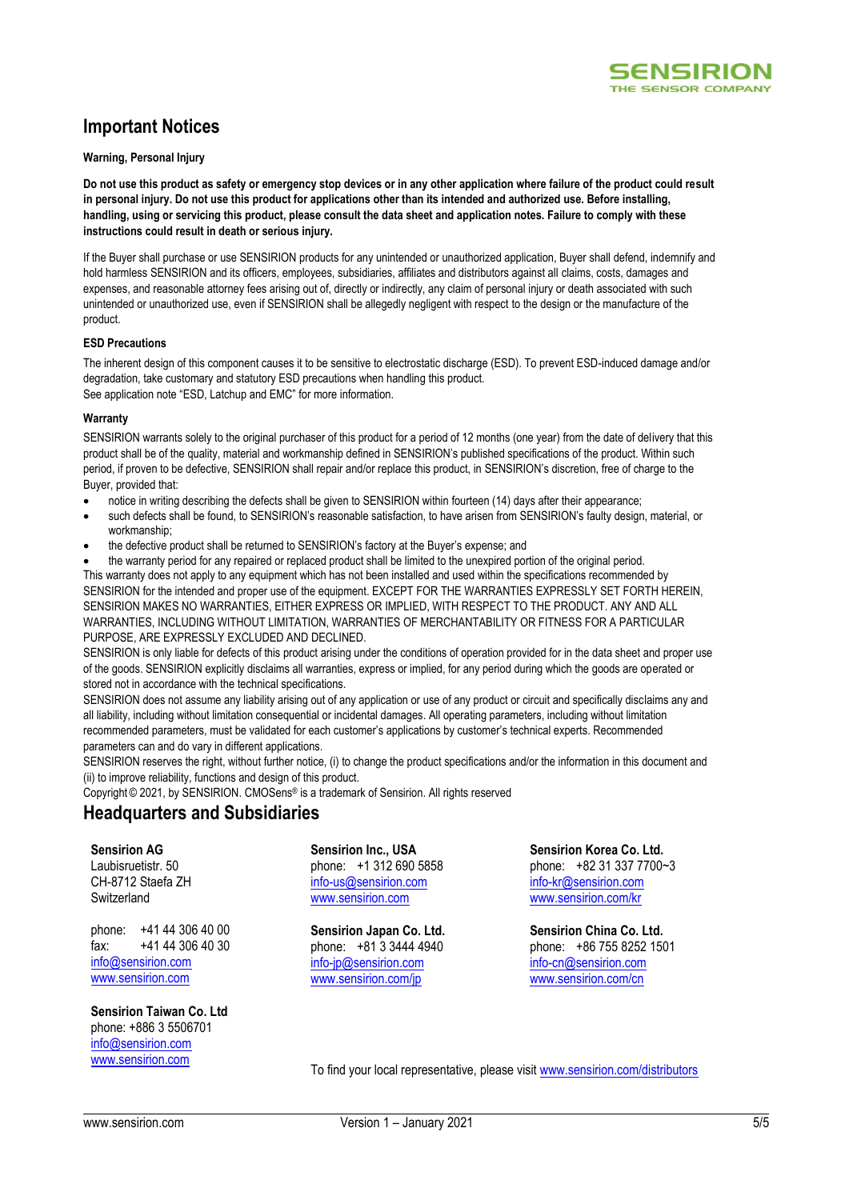# Important Notices

**Warning, Personal Injury**

**Do not use this product as safety or emergency stop devices or in any other application where failure of the product could result in personal injury. Do not use this product for applications other than its intended and authorized use. Before installing, handling, using or servicing this product, please consult the data sheet and application notes. Failure to comply with these instructions could result in death or serious injury.**

If the Buyer shall purchase or use SENSIRION products for any unintended or unauthorized application, Buyer shall defend, indemnify and hold harmless SENSIRION and its officers, employees, subsidiaries, affiliates and distributors against all claims, costs, damages and expenses, and reasonable attorney fees arising out of, directly or indirectly, any claim of personal injury or death associated with such unintended or unauthorized use, even if SENSIRION shall be allegedly negligent with respect to the design or the manufacture of the product.

**ESD Precautions**

The inherent design of this component causes it to be sensitive to electrostatic discharge (ESD). To prevent ESD-induced damage and/or degradation, take customary and statutory ESD precautions when handling this product.
See application note "ESD, Latchup and EMC" for more information.

**Warranty**

SENSIRION warrants solely to the original purchaser of this product for a period of 12 months (one year) from the date of delivery that this product shall be of the quality, material and workmanship defined in SENSIRION's published specifications of the product. Within such period, if proven to be defective, SENSIRION shall repair and/or replace this product, in SENSIRION's discretion, free of charge to the Buyer, provided that:

- notice in writing describing the defects shall be given to SENSIRION within fourteen (14) days after their appearance;
- such defects shall be found, to SENSIRION's reasonable satisfaction, to have arisen from SENSIRION's faulty design, material, or workmanship;
- the defective product shall be returned to SENSIRION's factory at the Buyer's expense; and
- the warranty period for any repaired or replaced product shall be limited to the unexpired portion of the original period.

This warranty does not apply to any equipment which has not been installed and used within the specifications recommended by SENSIRION for the intended and proper use of the equipment. EXCEPT FOR THE WARRANTIES EXPRESSLY SET FORTH HEREIN, SENSIRION MAKES NO WARRANTIES, EITHER EXPRESS OR IMPLIED, WITH RESPECT TO THE PRODUCT. ANY AND ALL WARRANTIES, INCLUDING WITHOUT LIMITATION, WARRANTIES OF MERCHANTABILITY OR FITNESS FOR A PARTICULAR PURPOSE, ARE EXPRESSLY EXCLUDED AND DECLINED.

SENSIRION is only liable for defects of this product arising under the conditions of operation provided for in the data sheet and proper use of the goods. SENSIRION explicitly disclaims all warranties, express or implied, for any period during which the goods are operated or stored not in accordance with the technical specifications.

SENSIRION does not assume any liability arising out of any application or use of any product or circuit and specifically disclaims any and all liability, including without limitation consequential or incidental damages. All operating parameters, including without limitation recommended parameters, must be validated for each customer's applications by customer's technical experts. Recommended parameters can and do vary in different applications.

SENSIRION reserves the right, without further notice, (i) to change the product specifications and/or the information in this document and (ii) to improve reliability, functions and design of this product.

Copyright © 2021, by SENSIRION. CMOSens® is a trademark of Sensirion. All rights reserved

# Headquarters and Subsidiaries

**Sensirion AG**
Laubisruetistr. 50
CH-8712 Staefa ZH
Switzerland

phone: +41 44 306 40 00
fax: +41 44 306 40 30
info@sensirion.com
www.sensirion.com

**Sensirion Taiwan Co. Ltd**
phone: +886 3 5506701
info@sensirion.com
www.sensirion.com

**Sensirion Inc., USA**
phone: +1 312 690 5858
info-us@sensirion.com
www.sensirion.com

**Sensirion Japan Co. Ltd.**
phone: +81 3 3444 4940
info-jp@sensirion.com
www.sensirion.com/jp

**Sensirion Korea Co. Ltd.**
phone: +82 31 337 7700~3
info-kr@sensirion.com
www.sensirion.com/kr

**Sensirion China Co. Ltd.**
phone: +86 755 8252 1501
info-cn@sensirion.com
www.sensirion.com/cn

To find your local representative, please visit www.sensirion.com/distributors